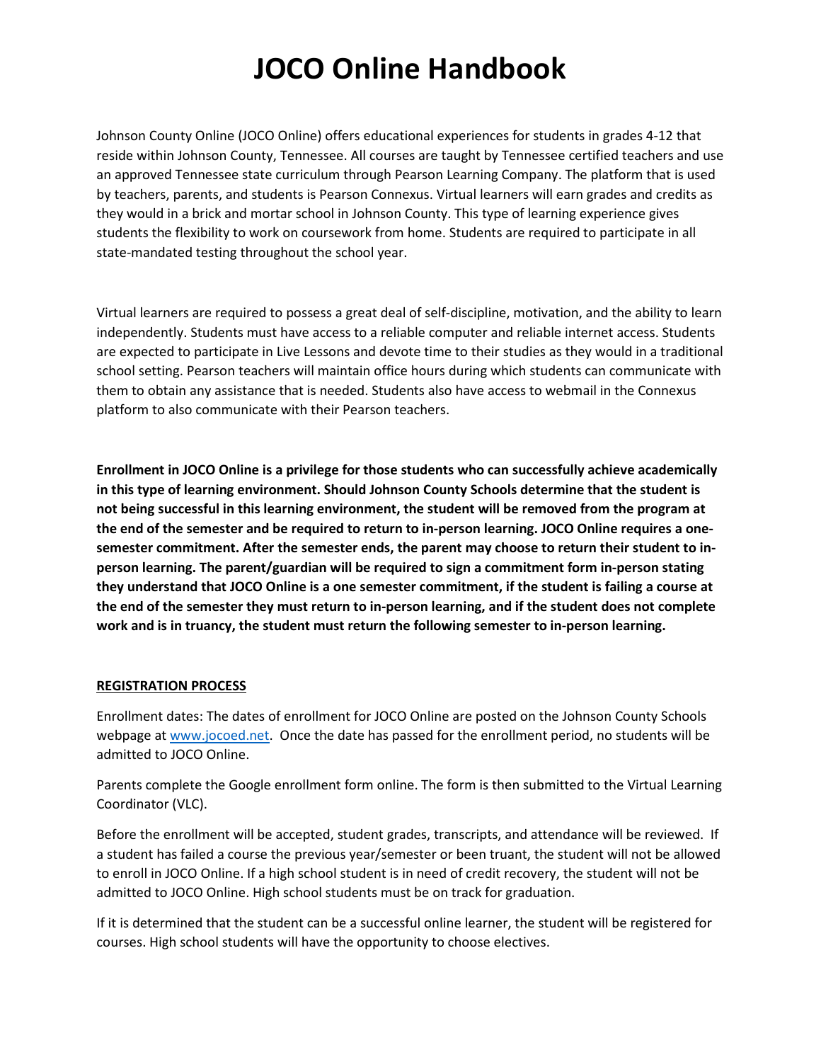# JOCO Online Handbook

Johnson County Online (JOCO Online) offers educational experiences for students in grades 4-12 that reside within Johnson County, Tennessee. All courses are taught by Tennessee certified teachers and use an approved Tennessee state curriculum through Pearson Learning Company. The platform that is used by teachers, parents, and students is Pearson Connexus. Virtual learners will earn grades and credits as they would in a brick and mortar school in Johnson County. This type of learning experience gives students the flexibility to work on coursework from home. Students are required to participate in all state-mandated testing throughout the school year.

Virtual learners are required to possess a great deal of self-discipline, motivation, and the ability to learn independently. Students must have access to a reliable computer and reliable internet access. Students are expected to participate in Live Lessons and devote time to their studies as they would in a traditional school setting. Pearson teachers will maintain office hours during which students can communicate with them to obtain any assistance that is needed. Students also have access to webmail in the Connexus platform to also communicate with their Pearson teachers.

**Enrollment in JOCO Online is a privilege for those students who can successfully achieve academically in this type of learning environment. Should Johnson County Schools determine that the student is not being successful in this learning environment, the student will be removed from the program at the end of the semester and be required to return to in-person learning. JOCO Online requires a one-semester commitment. After the semester ends, the parent may choose to return their student to in-person learning. The parent/guardian will be required to sign a commitment form in-person stating they understand that JOCO Online is a one semester commitment, if the student is failing a course at the end of the semester they must return to in-person learning, and if the student does not complete work and is in truancy, the student must return the following semester to in-person learning.**

## REGISTRATION PROCESS

Enrollment dates: The dates of enrollment for JOCO Online are posted on the Johnson County Schools webpage at [www.jocoed.net](www.jocoed.net). Once the date has passed for the enrollment period, no students will be admitted to JOCO Online.

Parents complete the Google enrollment form online. The form is then submitted to the Virtual Learning Coordinator (VLC).

Before the enrollment will be accepted, student grades, transcripts, and attendance will be reviewed. If a student has failed a course the previous year/semester or been truant, the student will not be allowed to enroll in JOCO Online. If a high school student is in need of credit recovery, the student will not be admitted to JOCO Online. High school students must be on track for graduation.

If it is determined that the student can be a successful online learner, the student will be registered for courses. High school students will have the opportunity to choose electives.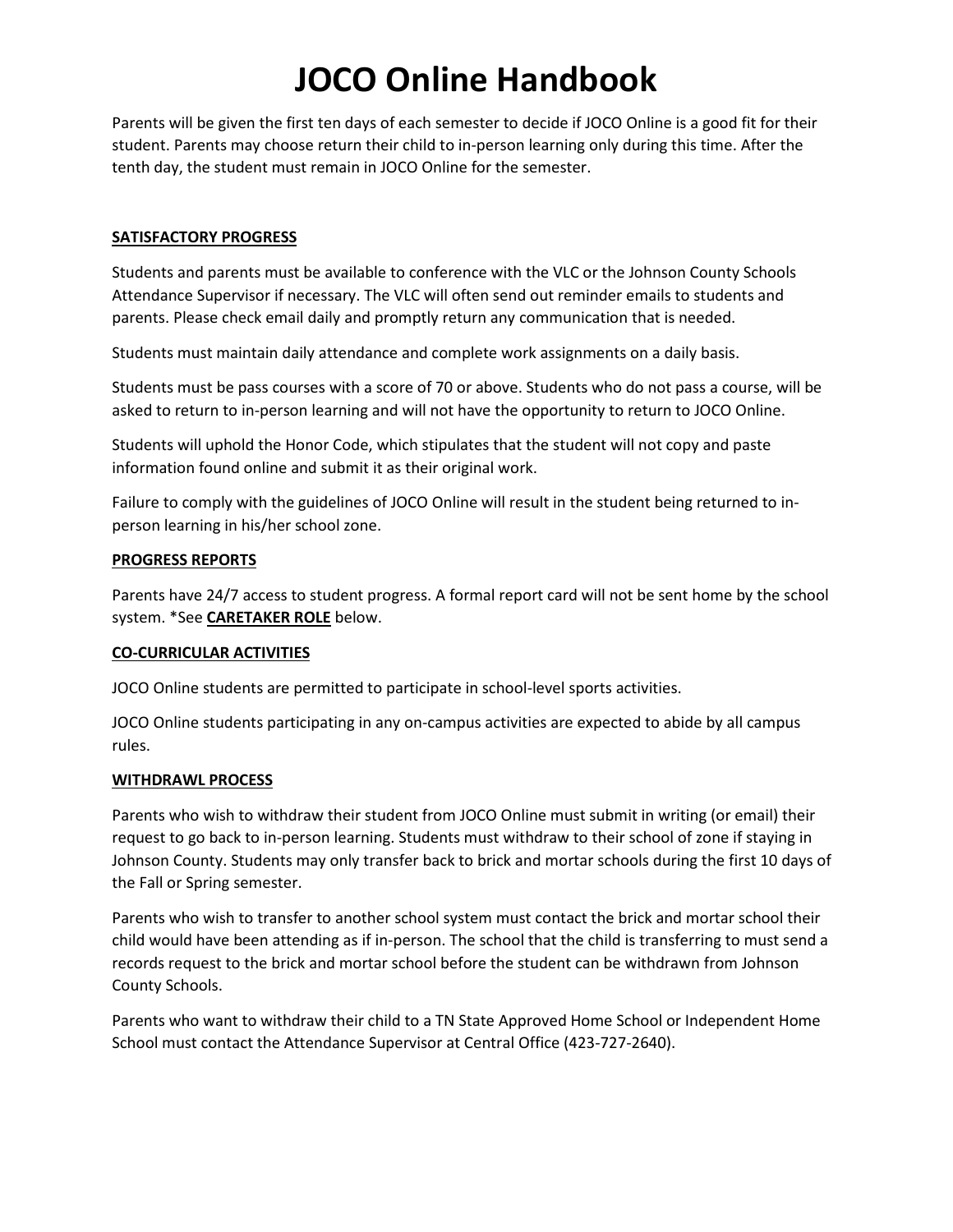# JOCO Online Handbook

Parents will be given the first ten days of each semester to decide if JOCO Online is a good fit for their student. Parents may choose return their child to in-person learning only during this time. After the tenth day, the student must remain in JOCO Online for the semester.

**SATISFACTORY PROGRESS**

Students and parents must be available to conference with the VLC or the Johnson County Schools Attendance Supervisor if necessary. The VLC will often send out reminder emails to students and parents. Please check email daily and promptly return any communication that is needed.

Students must maintain daily attendance and complete work assignments on a daily basis.

Students must be pass courses with a score of 70 or above. Students who do not pass a course, will be asked to return to in-person learning and will not have the opportunity to return to JOCO Online.

Students will uphold the Honor Code, which stipulates that the student will not copy and paste information found online and submit it as their original work.

Failure to comply with the guidelines of JOCO Online will result in the student being returned to in-person learning in his/her school zone.

**PROGRESS REPORTS**

Parents have 24/7 access to student progress. A formal report card will not be sent home by the school system. *See **CARETAKER ROLE** below.

**CO-CURRICULAR ACTIVITIES**

JOCO Online students are permitted to participate in school-level sports activities.

JOCO Online students participating in any on-campus activities are expected to abide by all campus rules.

**WITHDRAWL PROCESS**

Parents who wish to withdraw their student from JOCO Online must submit in writing (or email) their request to go back to in-person learning. Students must withdraw to their school of zone if staying in Johnson County. Students may only transfer back to brick and mortar schools during the first 10 days of the Fall or Spring semester.

Parents who wish to transfer to another school system must contact the brick and mortar school their child would have been attending as if in-person. The school that the child is transferring to must send a records request to the brick and mortar school before the student can be withdrawn from Johnson County Schools.

Parents who want to withdraw their child to a TN State Approved Home School or Independent Home School must contact the Attendance Supervisor at Central Office (423-727-2640).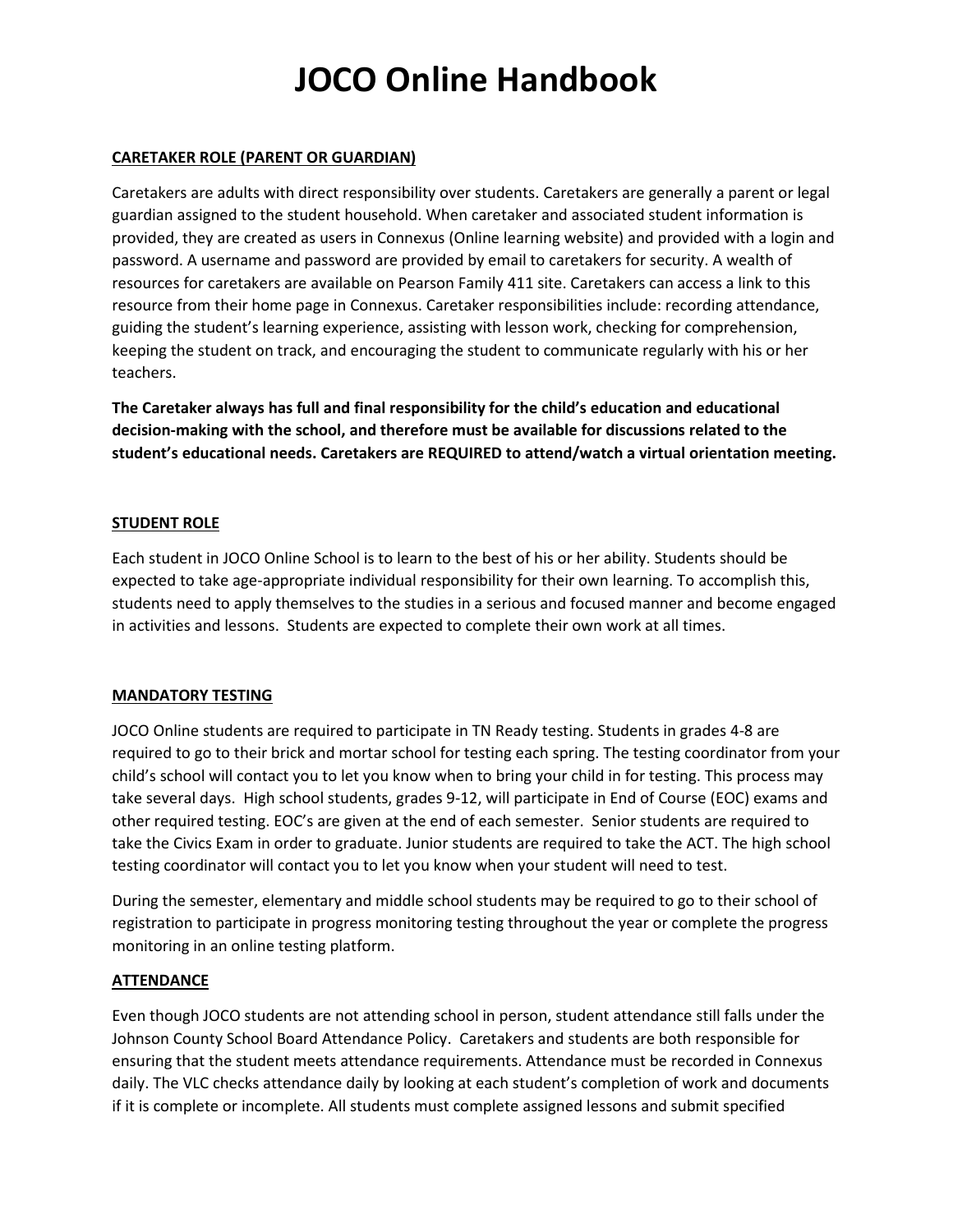# JOCO Online Handbook

## CARETAKER ROLE (PARENT OR GUARDIAN)

Caretakers are adults with direct responsibility over students. Caretakers are generally a parent or legal guardian assigned to the student household. When caretaker and associated student information is provided, they are created as users in Connexus (Online learning website) and provided with a login and password. A username and password are provided by email to caretakers for security. A wealth of resources for caretakers are available on Pearson Family 411 site. Caretakers can access a link to this resource from their home page in Connexus. Caretaker responsibilities include: recording attendance, guiding the student's learning experience, assisting with lesson work, checking for comprehension, keeping the student on track, and encouraging the student to communicate regularly with his or her teachers.

**The Caretaker always has full and final responsibility for the child's education and educational decision-making with the school, and therefore must be available for discussions related to the student's educational needs. Caretakers are REQUIRED to attend/watch a virtual orientation meeting.**

## STUDENT ROLE

Each student in JOCO Online School is to learn to the best of his or her ability. Students should be expected to take age-appropriate individual responsibility for their own learning. To accomplish this, students need to apply themselves to the studies in a serious and focused manner and become engaged in activities and lessons. Students are expected to complete their own work at all times.

## MANDATORY TESTING

JOCO Online students are required to participate in TN Ready testing. Students in grades 4-8 are required to go to their brick and mortar school for testing each spring. The testing coordinator from your child's school will contact you to let you know when to bring your child in for testing. This process may take several days. High school students, grades 9-12, will participate in End of Course (EOC) exams and other required testing. EOC's are given at the end of each semester. Senior students are required to take the Civics Exam in order to graduate. Junior students are required to take the ACT. The high school testing coordinator will contact you to let you know when your student will need to test.

During the semester, elementary and middle school students may be required to go to their school of registration to participate in progress monitoring testing throughout the year or complete the progress monitoring in an online testing platform.

## ATTENDANCE

Even though JOCO students are not attending school in person, student attendance still falls under the Johnson County School Board Attendance Policy. Caretakers and students are both responsible for ensuring that the student meets attendance requirements. Attendance must be recorded in Connexus daily. The VLC checks attendance daily by looking at each student's completion of work and documents if it is complete or incomplete. All students must complete assigned lessons and submit specified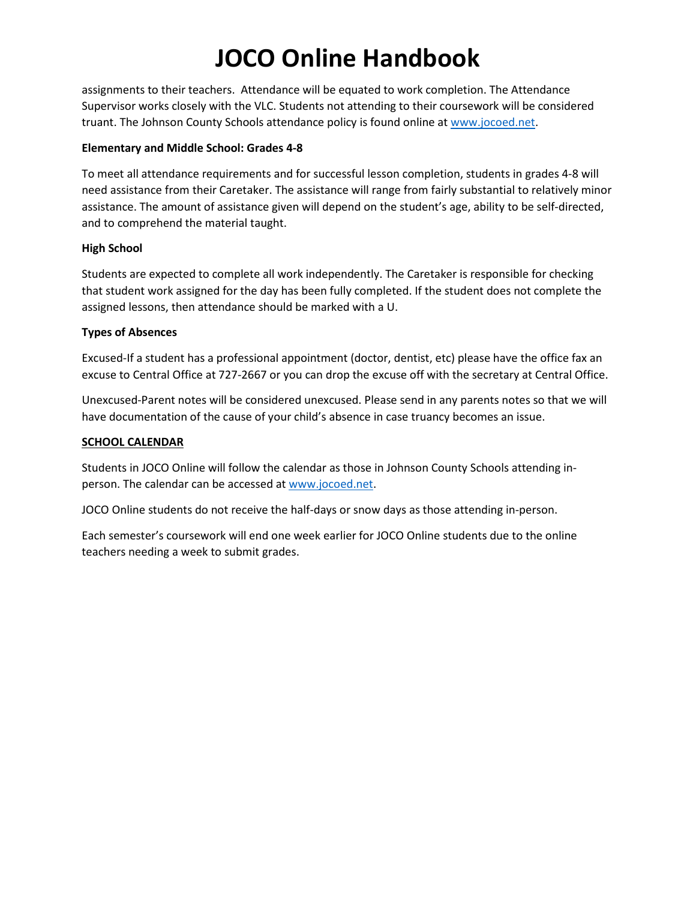assignments to their teachers. Attendance will be equated to work completion. The Attendance Supervisor works closely with the VLC. Students not attending to their coursework will be considered truant. The Johnson County Schools attendance policy is found online at www.jocoed.net.

**Elementary and Middle School: Grades 4-8**

To meet all attendance requirements and for successful lesson completion, students in grades 4-8 will need assistance from their Caretaker. The assistance will range from fairly substantial to relatively minor assistance. The amount of assistance given will depend on the student's age, ability to be self-directed, and to comprehend the material taught.

**High School**

Students are expected to complete all work independently. The Caretaker is responsible for checking that student work assigned for the day has been fully completed. If the student does not complete the assigned lessons, then attendance should be marked with a U.

**Types of Absences**

Excused-If a student has a professional appointment (doctor, dentist, etc) please have the office fax an excuse to Central Office at 727-2667 or you can drop the excuse off with the secretary at Central Office.

Unexcused-Parent notes will be considered unexcused. Please send in any parents notes so that we will have documentation of the cause of your child's absence in case truancy becomes an issue.

**SCHOOL CALENDAR**

Students in JOCO Online will follow the calendar as those in Johnson County Schools attending in-person. The calendar can be accessed at www.jocoed.net.

JOCO Online students do not receive the half-days or snow days as those attending in-person.

Each semester's coursework will end one week earlier for JOCO Online students due to the online teachers needing a week to submit grades.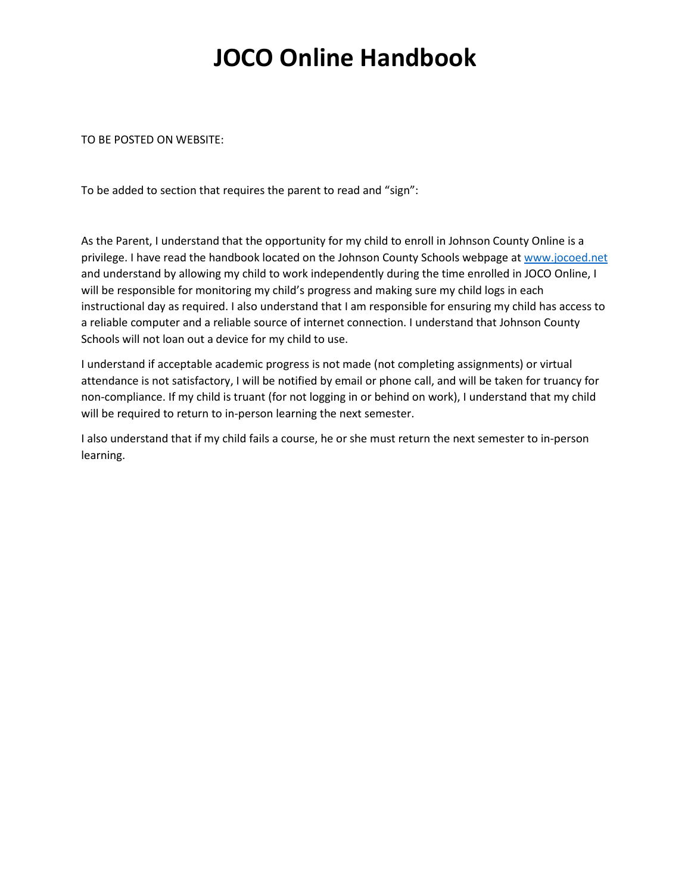# JOCO Online Handbook

TO BE POSTED ON WEBSITE:

To be added to section that requires the parent to read and "sign":

As the Parent, I understand that the opportunity for my child to enroll in Johnson County Online is a privilege. I have read the handbook located on the Johnson County Schools webpage at [www.jocoed.net](http://www.jocoed.net) and understand by allowing my child to work independently during the time enrolled in JOCO Online, I will be responsible for monitoring my child's progress and making sure my child logs in each instructional day as required. I also understand that I am responsible for ensuring my child has access to a reliable computer and a reliable source of internet connection. I understand that Johnson County Schools will not loan out a device for my child to use.

I understand if acceptable academic progress is not made (not completing assignments) or virtual attendance is not satisfactory, I will be notified by email or phone call, and will be taken for truancy for non-compliance. If my child is truant (for not logging in or behind on work), I understand that my child will be required to return to in-person learning the next semester.

I also understand that if my child fails a course, he or she must return the next semester to in-person learning.